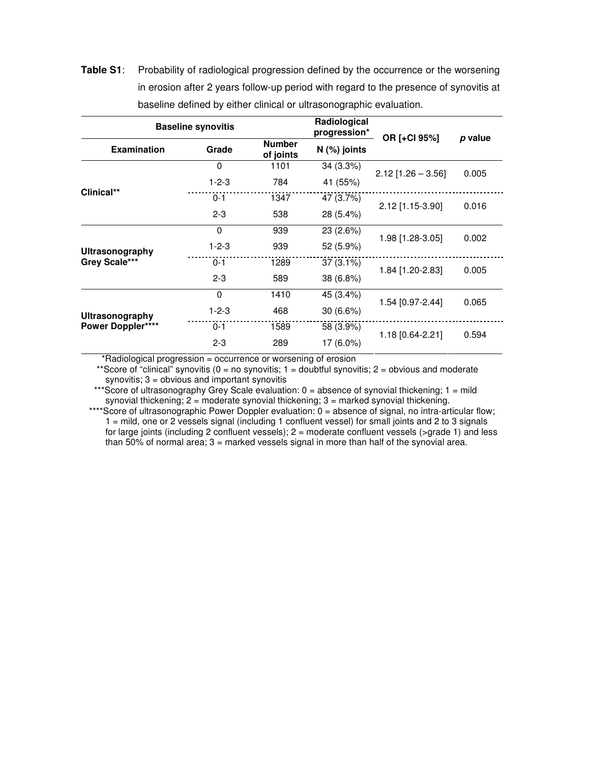**Table S1**: Probability of radiological progression defined by the occurrence or the worsening in erosion after 2 years follow-up period with regard to the presence of synovitis at baseline defined by either clinical or ultrasonographic evaluation.

| Baseline synovitis | | | Radiological progression* | OR [+CI 95%] | *p* value |
|---|---|---|---|---|---|
| **Examination** | **Grade** | **Number of joints** | **N (%) joints** | | |
| Clinical** | 0 | 1101 | 34 (3.3%) | 2.12 [1.26 – 3.56] | 0.005 |
| | 1-2-3 | 784 | 41 (55%) | | |
| | 0-1 | 1347 | 47 (3.7%) | 2.12 [1.15-3.90] | 0.016 |
| | 2-3 | 538 | 28 (5.4%) | | |
| Ultrasonography Grey Scale*** | 0 | 939 | 23 (2.6%) | 1.98 [1.28-3.05] | 0.002 |
| | 1-2-3 | 939 | 52 (5.9%) | | |
| | 0-1 | 1289 | 37 (3.1%) | 1.84 [1.20-2.83] | 0.005 |
| | 2-3 | 589 | 38 (6.8%) | | |
| Ultrasonography Power Doppler**** | 0 | 1410 | 45 (3.4%) | 1.54 [0.97-2.44] | 0.065 |
| | 1-2-3 | 468 | 30 (6.6%) | | |
| | 0-1 | 1589 | 58 (3.9%) | 1.18 [0.64-2.21] | 0.594 |
| | 2-3 | 289 | 17 (6.0%) | | |

*Radiological progression = occurrence or worsening of erosion

**Score of "clinical" synovitis (0 = no synovitis; 1 = doubtful synovitis; 2 = obvious and moderate synovitis; 3 = obvious and important synovitis

***Score of ultrasonography Grey Scale evaluation: 0 = absence of synovial thickening; 1 = mild synovial thickening; 2 = moderate synovial thickening; 3 = marked synovial thickening.

****Score of ultrasonographic Power Doppler evaluation: 0 = absence of signal, no intra-articular flow; 1 = mild, one or 2 vessels signal (including 1 confluent vessel) for small joints and 2 to 3 signals for large joints (including 2 confluent vessels); 2 = moderate confluent vessels (>grade 1) and less than 50% of normal area; 3 = marked vessels signal in more than half of the synovial area.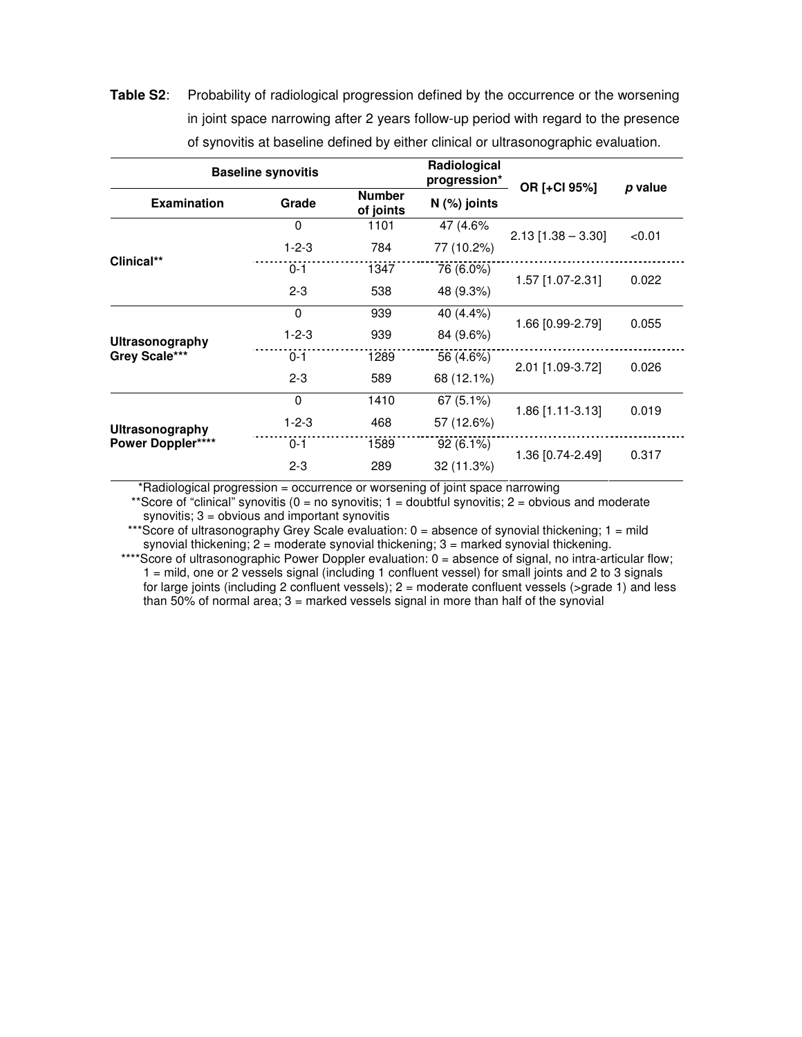**Table S2**: Probability of radiological progression defined by the occurrence or the worsening in joint space narrowing after 2 years follow-up period with regard to the presence of synovitis at baseline defined by either clinical or ultrasonographic evaluation.

| Baseline synovitis | | | Radiological progression* | OR [+CI 95%] | *p* value |
|---|---|---|---|---|---|
| Examination | Grade | Number of joints | N (%) joints | | |
| Clinical** | 0 | 1101 | 47 (4.6% | 2.13 [1.38 – 3.30] | <0.01 |
| | 1-2-3 | 784 | 77 (10.2%) | | |
| | 0-1 | 1347 | 76 (6.0%) | 1.57 [1.07-2.31] | 0.022 |
| | 2-3 | 538 | 48 (9.3%) | | |
| Ultrasonography Grey Scale*** | 0 | 939 | 40 (4.4%) | 1.66 [0.99-2.79] | 0.055 |
| | 1-2-3 | 939 | 84 (9.6%) | | |
| | 0-1 | 1289 | 56 (4.6%) | 2.01 [1.09-3.72] | 0.026 |
| | 2-3 | 589 | 68 (12.1%) | | |
| Ultrasonography Power Doppler**** | 0 | 1410 | 67 (5.1%) | 1.86 [1.11-3.13] | 0.019 |
| | 1-2-3 | 468 | 57 (12.6%) | | |
| | 0-1 | 1589 | 92 (6.1%) | 1.36 [0.74-2.49] | 0.317 |
| | 2-3 | 289 | 32 (11.3%) | | |

*Radiological progression = occurrence or worsening of joint space narrowing

**Score of "clinical" synovitis (0 = no synovitis; 1 = doubtful synovitis; 2 = obvious and moderate synovitis; 3 = obvious and important synovitis

***Score of ultrasonography Grey Scale evaluation: 0 = absence of synovial thickening; 1 = mild synovial thickening; 2 = moderate synovial thickening; 3 = marked synovial thickening.

****Score of ultrasonographic Power Doppler evaluation: 0 = absence of signal, no intra-articular flow; 1 = mild, one or 2 vessels signal (including 1 confluent vessel) for small joints and 2 to 3 signals for large joints (including 2 confluent vessels); 2 = moderate confluent vessels (>grade 1) and less than 50% of normal area; 3 = marked vessels signal in more than half of the synovial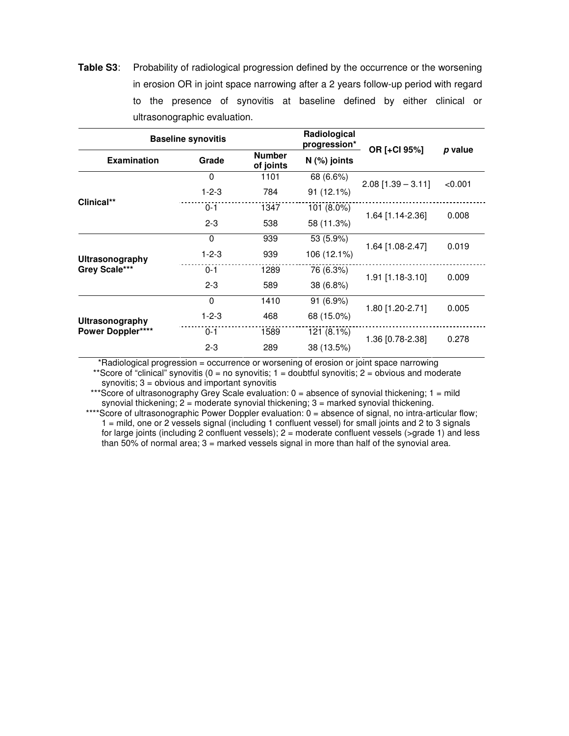**Table S3**: Probability of radiological progression defined by the occurrence or the worsening in erosion OR in joint space narrowing after a 2 years follow-up period with regard to the presence of synovitis at baseline defined by either clinical or ultrasonographic evaluation.

| Baseline synovitis | | | Radiological progression* | OR [+CI 95%] | *p* value |
|---|---|---|---|---|---|
| **Examination** | **Grade** | **Number of joints** | **N (%) joints** | | |
| **Clinical**** | 0 | 1101 | 68 (6.6%) | 2.08 [1.39 – 3.11] | <0.001 |
| | 1-2-3 | 784 | 91 (12.1%) | | |
| | 0-1 | 1347 | 101 (8.0%) | 1.64 [1.14-2.36] | 0.008 |
| | 2-3 | 538 | 58 (11.3%) | | |
| **Ultrasonography Grey Scale***** | 0 | 939 | 53 (5.9%) | 1.64 [1.08-2.47] | 0.019 |
| | 1-2-3 | 939 | 106 (12.1%) | | |
| | 0-1 | 1289 | 76 (6.3%) | 1.91 [1.18-3.10] | 0.009 |
| | 2-3 | 589 | 38 (6.8%) | | |
| **Ultrasonography Power Doppler****** | 0 | 1410 | 91 (6.9%) | 1.80 [1.20-2.71] | 0.005 |
| | 1-2-3 | 468 | 68 (15.0%) | | |
| | 0-1 | 1589 | 121 (8.1%) | 1.36 [0.78-2.38] | 0.278 |
| | 2-3 | 289 | 38 (13.5%) | | |

*Radiological progression = occurrence or worsening of erosion or joint space narrowing

**Score of "clinical" synovitis (0 = no synovitis; 1 = doubtful synovitis; 2 = obvious and moderate synovitis; 3 = obvious and important synovitis

***Score of ultrasonography Grey Scale evaluation: 0 = absence of synovial thickening; 1 = mild synovial thickening; 2 = moderate synovial thickening; 3 = marked synovial thickening.

****Score of ultrasonographic Power Doppler evaluation: 0 = absence of signal, no intra-articular flow; 1 = mild, one or 2 vessels signal (including 1 confluent vessel) for small joints and 2 to 3 signals for large joints (including 2 confluent vessels); 2 = moderate confluent vessels (>grade 1) and less than 50% of normal area; 3 = marked vessels signal in more than half of the synovial area.